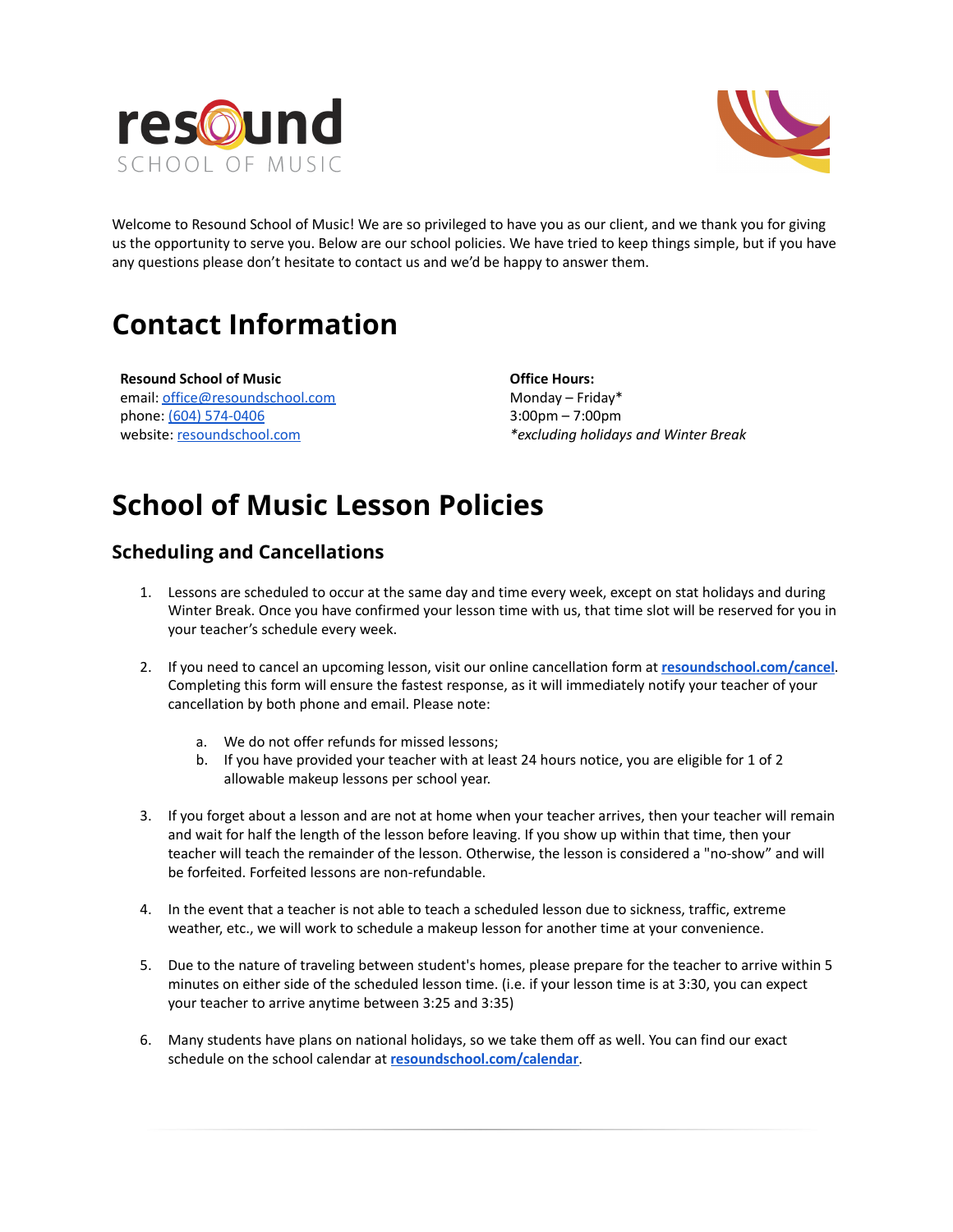resound
SCHOOL OF MUSIC

Welcome to Resound School of Music! We are so privileged to have you as our client, and we thank you for giving us the opportunity to serve you. Below are our school policies. We have tried to keep things simple, but if you have any questions please don't hesitate to contact us and we'd be happy to answer them.

# Contact Information

**Resound School of Music**
email: office@resoundschool.com
phone: (604) 574-0406
website: resoundschool.com

**Office Hours:**
Monday – Friday*
3:00pm – 7:00pm
*\*excluding holidays and Winter Break*

# School of Music Lesson Policies

## Scheduling and Cancellations

1. Lessons are scheduled to occur at the same day and time every week, except on stat holidays and during Winter Break. Once you have confirmed your lesson time with us, that time slot will be reserved for you in your teacher's schedule every week.

2. If you need to cancel an upcoming lesson, visit our online cancellation form at **resoundschool.com/cancel**. Completing this form will ensure the fastest response, as it will immediately notify your teacher of your cancellation by both phone and email. Please note:

   a. We do not offer refunds for missed lessons;
   b. If you have provided your teacher with at least 24 hours notice, you are eligible for 1 of 2 allowable makeup lessons per school year.

3. If you forget about a lesson and are not at home when your teacher arrives, then your teacher will remain and wait for half the length of the lesson before leaving. If you show up within that time, then your teacher will teach the remainder of the lesson. Otherwise, the lesson is considered a "no-show" and will be forfeited. Forfeited lessons are non-refundable.

4. In the event that a teacher is not able to teach a scheduled lesson due to sickness, traffic, extreme weather, etc., we will work to schedule a makeup lesson for another time at your convenience.

5. Due to the nature of traveling between student's homes, please prepare for the teacher to arrive within 5 minutes on either side of the scheduled lesson time. (i.e. if your lesson time is at 3:30, you can expect your teacher to arrive anytime between 3:25 and 3:35)

6. Many students have plans on national holidays, so we take them off as well. You can find our exact schedule on the school calendar at **resoundschool.com/calendar**.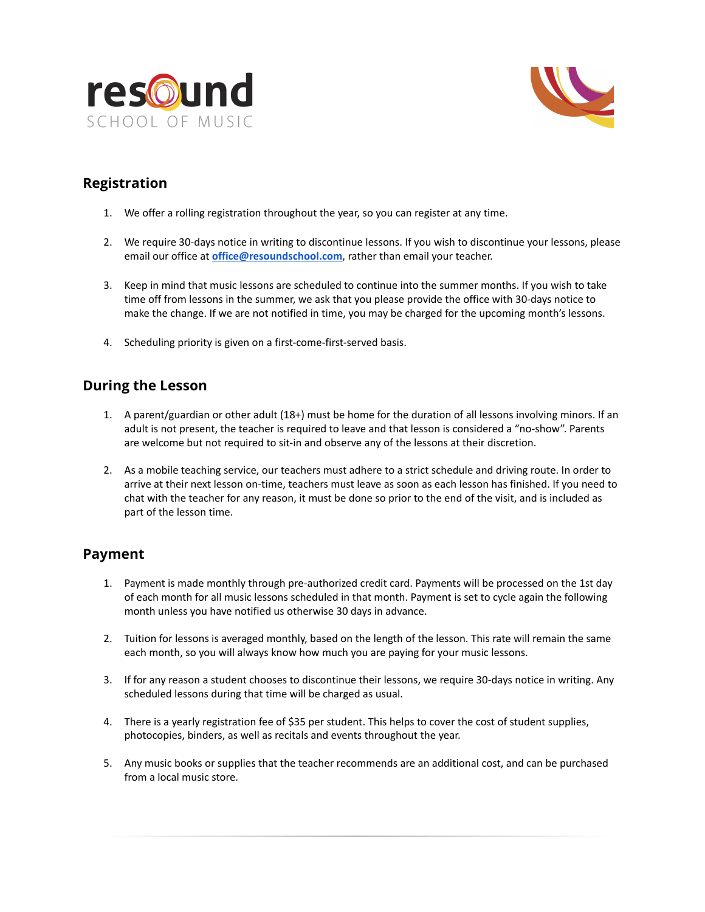## Registration

1. We offer a rolling registration throughout the year, so you can register at any time.

2. We require 30-days notice in writing to discontinue lessons. If you wish to discontinue your lessons, please email our office at **office@resoundschool.com**, rather than email your teacher.

3. Keep in mind that music lessons are scheduled to continue into the summer months. If you wish to take time off from lessons in the summer, we ask that you please provide the office with 30-days notice to make the change. If we are not notified in time, you may be charged for the upcoming month's lessons.

4. Scheduling priority is given on a first-come-first-served basis.

## During the Lesson

1. A parent/guardian or other adult (18+) must be home for the duration of all lessons involving minors. If an adult is not present, the teacher is required to leave and that lesson is considered a "no-show". Parents are welcome but not required to sit-in and observe any of the lessons at their discretion.

2. As a mobile teaching service, our teachers must adhere to a strict schedule and driving route. In order to arrive at their next lesson on-time, teachers must leave as soon as each lesson has finished. If you need to chat with the teacher for any reason, it must be done so prior to the end of the visit, and is included as part of the lesson time.

## Payment

1. Payment is made monthly through pre-authorized credit card. Payments will be processed on the 1st day of each month for all music lessons scheduled in that month. Payment is set to cycle again the following month unless you have notified us otherwise 30 days in advance.

2. Tuition for lessons is averaged monthly, based on the length of the lesson. This rate will remain the same each month, so you will always know how much you are paying for your music lessons.

3. If for any reason a student chooses to discontinue their lessons, we require 30-days notice in writing. Any scheduled lessons during that time will be charged as usual.

4. There is a yearly registration fee of $35 per student. This helps to cover the cost of student supplies, photocopies, binders, as well as recitals and events throughout the year.

5. Any music books or supplies that the teacher recommends are an additional cost, and can be purchased from a local music store.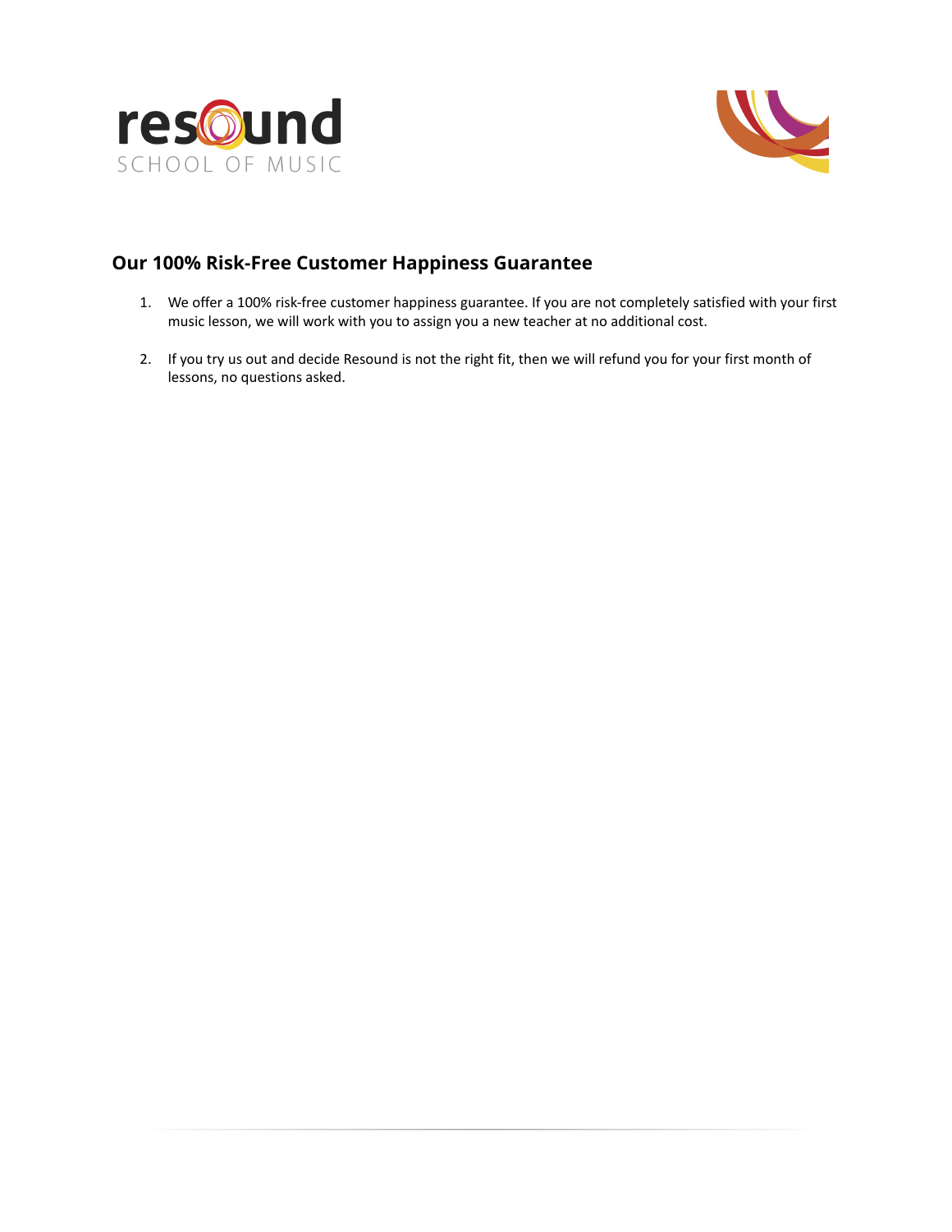## Our 100% Risk-Free Customer Happiness Guarantee

1. We offer a 100% risk-free customer happiness guarantee. If you are not completely satisfied with your first music lesson, we will work with you to assign you a new teacher at no additional cost.

2. If you try us out and decide Resound is not the right fit, then we will refund you for your first month of lessons, no questions asked.